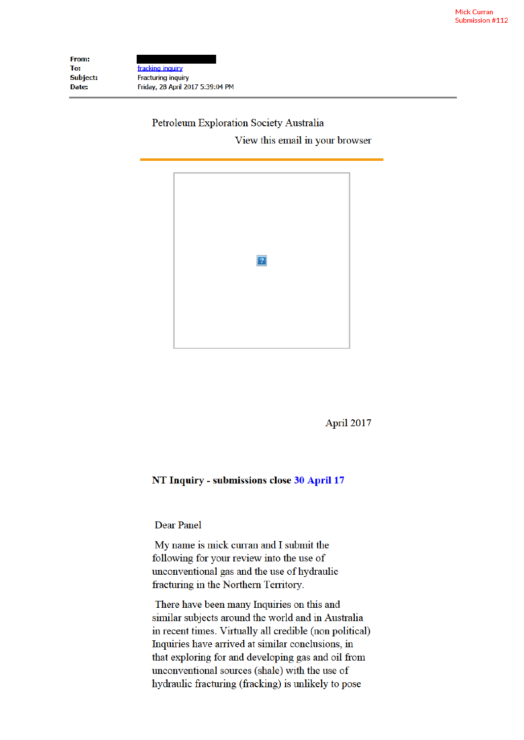Mick Curran
Submission #112

**From:**
**To:** fracking inquiry
**Subject:** Fracturing inquiry
**Date:** Friday, 28 April 2017 5:39:04 PM

---

Petroleum Exploration Society Australia

View this email in your browser

---

April 2017

**NT Inquiry - submissions close 30 April 17**

Dear Panel

My name is mick curran and I submit the following for your review into the use of unconventional gas and the use of hydraulic fracturing in the Northern Territory.

There have been many Inquiries on this and similar subjects around the world and in Australia in recent times. Virtually all credible (non political) Inquiries have arrived at similar conclusions, in that exploring for and developing gas and oil from unconventional sources (shale) with the use of hydraulic fracturing (fracking) is unlikely to pose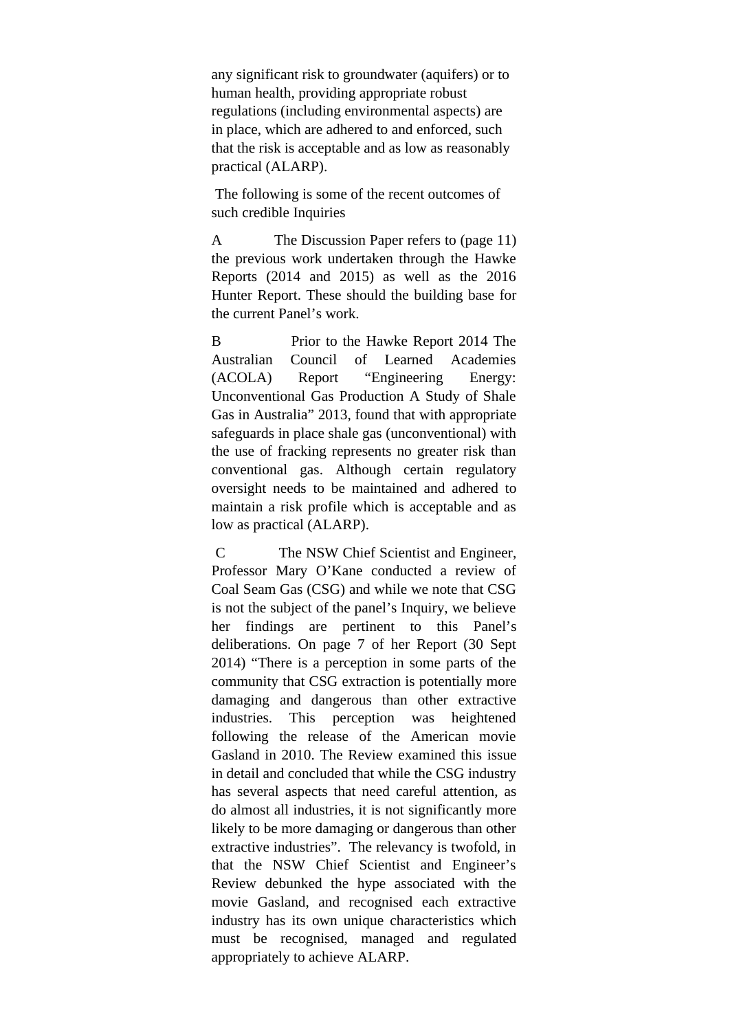any significant risk to groundwater (aquifers) or to human health, providing appropriate robust regulations (including environmental aspects) are in place, which are adhered to and enforced, such that the risk is acceptable and as low as reasonably practical (ALARP).

The following is some of the recent outcomes of such credible Inquiries

A The Discussion Paper refers to (page 11) the previous work undertaken through the Hawke Reports (2014 and 2015) as well as the 2016 Hunter Report. These should the building base for the current Panel's work.

B Prior to the Hawke Report 2014 The Australian Council of Learned Academies (ACOLA) Report "Engineering Energy: Unconventional Gas Production A Study of Shale Gas in Australia" 2013, found that with appropriate safeguards in place shale gas (unconventional) with the use of fracking represents no greater risk than conventional gas. Although certain regulatory oversight needs to be maintained and adhered to maintain a risk profile which is acceptable and as low as practical (ALARP).

C The NSW Chief Scientist and Engineer, Professor Mary O'Kane conducted a review of Coal Seam Gas (CSG) and while we note that CSG is not the subject of the panel's Inquiry, we believe her findings are pertinent to this Panel's deliberations. On page 7 of her Report (30 Sept 2014) "There is a perception in some parts of the community that CSG extraction is potentially more damaging and dangerous than other extractive industries. This perception was heightened following the release of the American movie Gasland in 2010. The Review examined this issue in detail and concluded that while the CSG industry has several aspects that need careful attention, as do almost all industries, it is not significantly more likely to be more damaging or dangerous than other extractive industries". The relevancy is twofold, in that the NSW Chief Scientist and Engineer's Review debunked the hype associated with the movie Gasland, and recognised each extractive industry has its own unique characteristics which must be recognised, managed and regulated appropriately to achieve ALARP.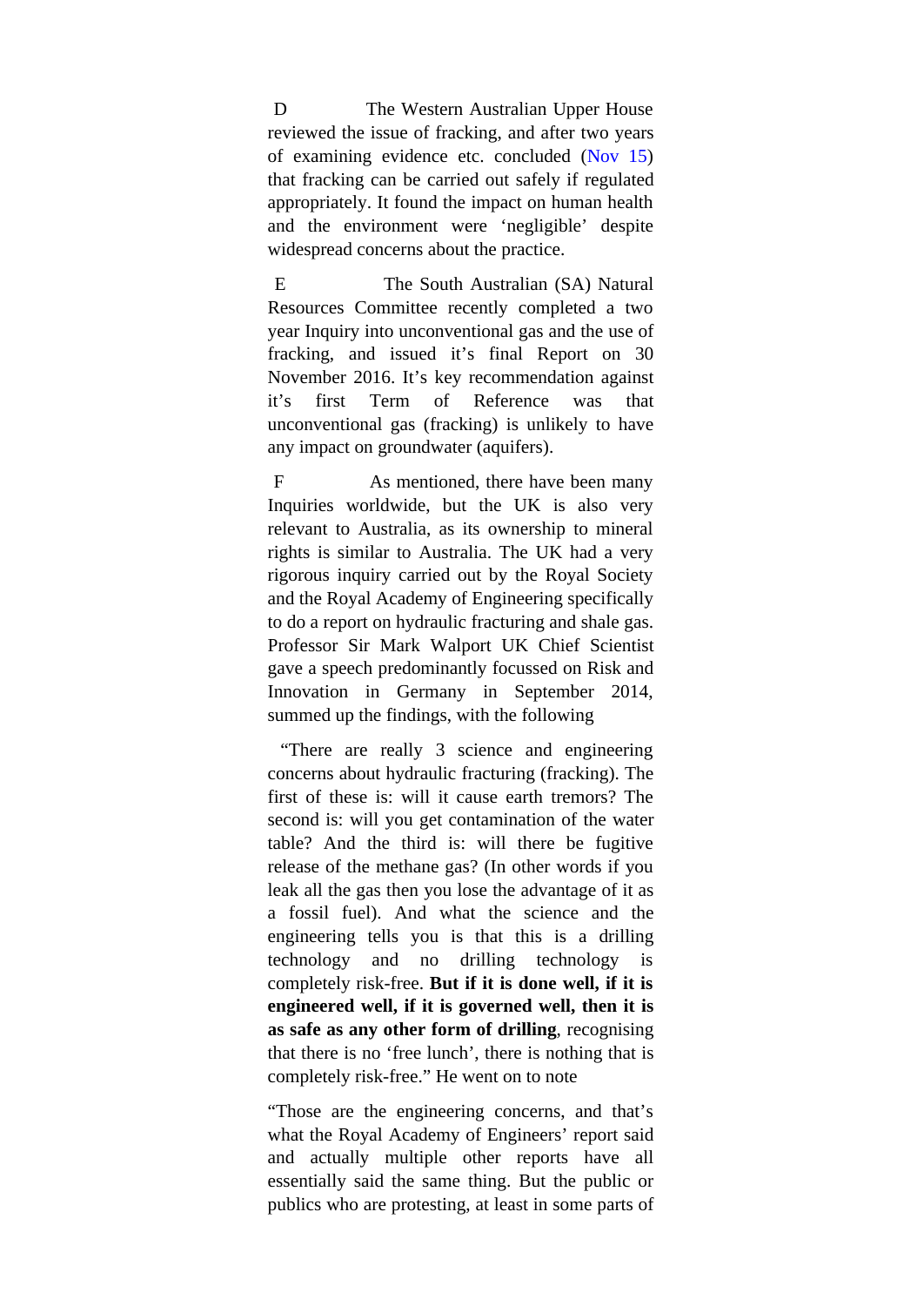D The Western Australian Upper House reviewed the issue of fracking, and after two years of examining evidence etc. concluded (Nov 15) that fracking can be carried out safely if regulated appropriately. It found the impact on human health and the environment were 'negligible' despite widespread concerns about the practice.

E The South Australian (SA) Natural Resources Committee recently completed a two year Inquiry into unconventional gas and the use of fracking, and issued it's final Report on 30 November 2016. It's key recommendation against it's first Term of Reference was that unconventional gas (fracking) is unlikely to have any impact on groundwater (aquifers).

F As mentioned, there have been many Inquiries worldwide, but the UK is also very relevant to Australia, as its ownership to mineral rights is similar to Australia. The UK had a very rigorous inquiry carried out by the Royal Society and the Royal Academy of Engineering specifically to do a report on hydraulic fracturing and shale gas. Professor Sir Mark Walport UK Chief Scientist gave a speech predominantly focussed on Risk and Innovation in Germany in September 2014, summed up the findings, with the following

"There are really 3 science and engineering concerns about hydraulic fracturing (fracking). The first of these is: will it cause earth tremors? The second is: will you get contamination of the water table? And the third is: will there be fugitive release of the methane gas? (In other words if you leak all the gas then you lose the advantage of it as a fossil fuel). And what the science and the engineering tells you is that this is a drilling technology and no drilling technology is completely risk-free. **But if it is done well, if it is engineered well, if it is governed well, then it is as safe as any other form of drilling**, recognising that there is no 'free lunch', there is nothing that is completely risk-free." He went on to note

"Those are the engineering concerns, and that's what the Royal Academy of Engineers' report said and actually multiple other reports have all essentially said the same thing. But the public or publics who are protesting, at least in some parts of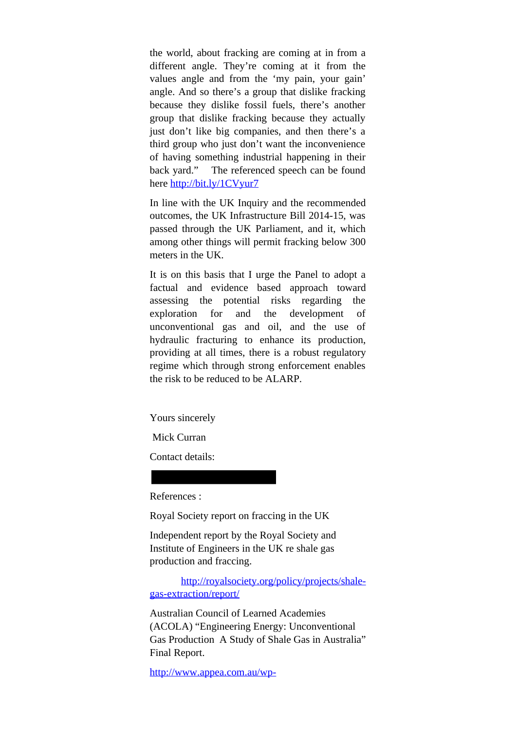the world, about fracking are coming at in from a different angle. They're coming at it from the values angle and from the 'my pain, your gain' angle. And so there's a group that dislike fracking because they dislike fossil fuels, there's another group that dislike fracking because they actually just don't like big companies, and then there's a third group who just don't want the inconvenience of having something industrial happening in their back yard." The referenced speech can be found here http://bit.ly/1CVyur7

In line with the UK Inquiry and the recommended outcomes, the UK Infrastructure Bill 2014-15, was passed through the UK Parliament, and it, which among other things will permit fracking below 300 meters in the UK.

It is on this basis that I urge the Panel to adopt a factual and evidence based approach toward assessing the potential risks regarding the exploration for and the development of unconventional gas and oil, and the use of hydraulic fracturing to enhance its production, providing at all times, there is a robust regulatory regime which through strong enforcement enables the risk to be reduced to be ALARP.

Yours sincerely

Mick Curran

Contact details:

References :

Royal Society report on fraccing in the UK

Independent report by the Royal Society and Institute of Engineers in the UK re shale gas production and fraccing.

http://royalsociety.org/policy/projects/shale-gas-extraction/report/

Australian Council of Learned Academies (ACOLA) "Engineering Energy: Unconventional Gas Production A Study of Shale Gas in Australia" Final Report.

http://www.appea.com.au/wp-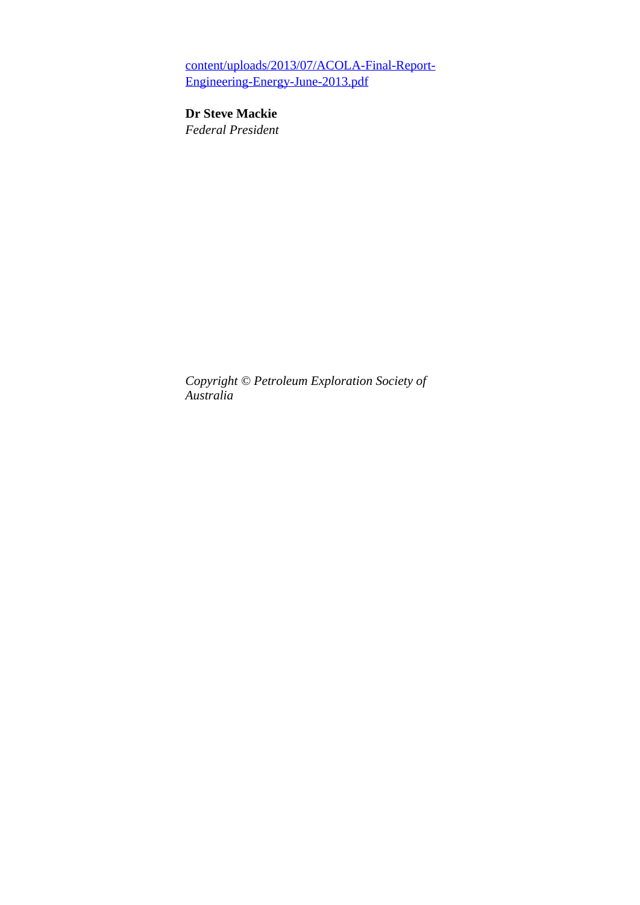content/uploads/2013/07/ACOLA-Final-Report-Engineering-Energy-June-2013.pdf

**Dr Steve Mackie**
*Federal President*

*Copyright © Petroleum Exploration Society of Australia*